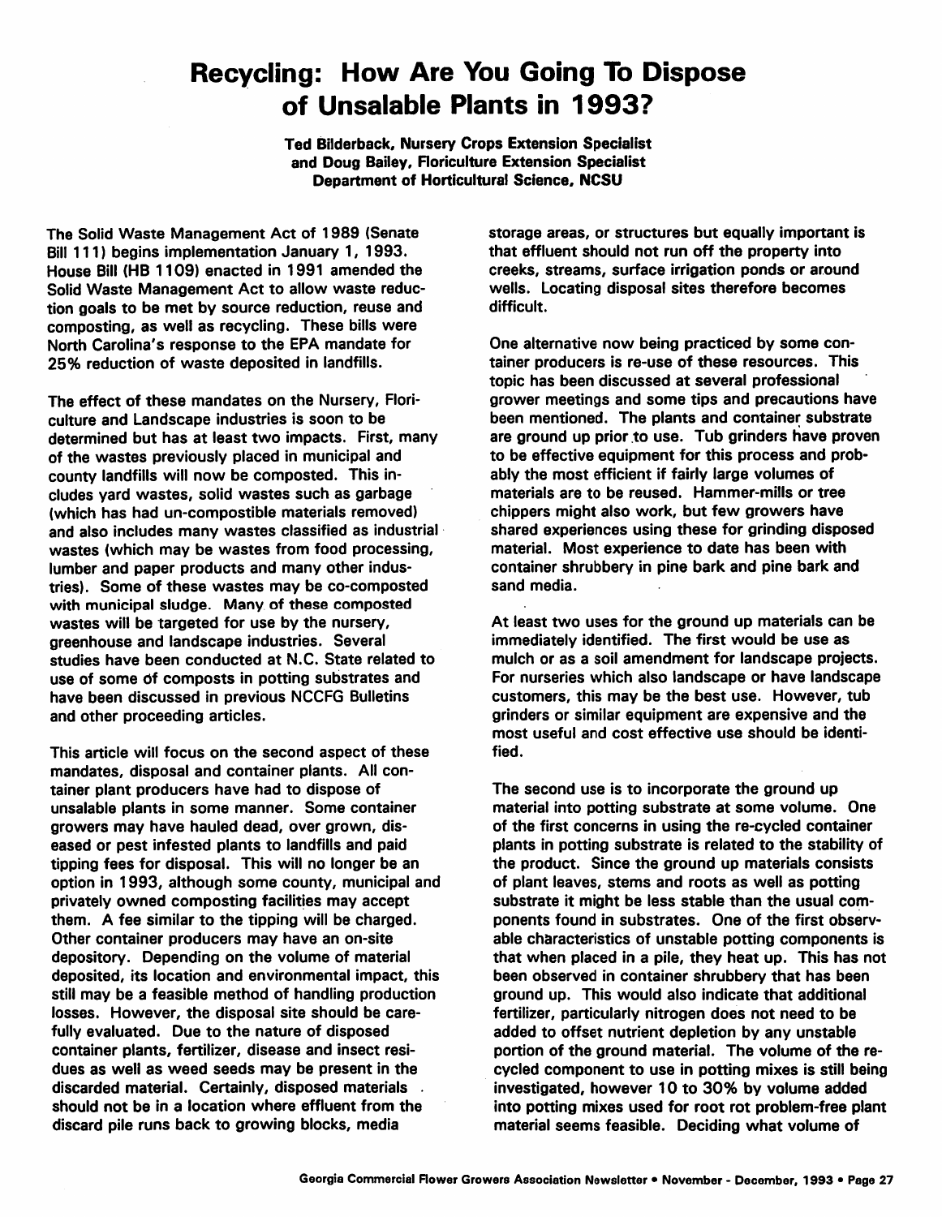# Recycling: How Are You Going To Dispose of Unsalable Plants in 1993?

**Ted Bilderback, Nursery Crops Extension Specialist and Doug Bailey, Floriculture Extension Specialist Department of Horticultural Science, NCSU**

The Solid Waste Management Act of 1989 (Senate Bill 111) begins implementation January 1, 1993. House Bill (HB 1109) enacted in 1991 amended the Solid Waste Management Act to allow waste reduction goals to be met by source reduction, reuse and composting, as well as recycling. These bills were North Carolina's response to the EPA mandate for 25% reduction of waste deposited in landfills.

The effect of these mandates on the Nursery, Floriculture and Landscape industries is soon to be determined but has at least two impacts. First, many of the wastes previously placed in municipal and county landfills will now be composted. This includes yard wastes, solid wastes such as garbage (which has had un-compostible materials removed) and also includes many wastes classified as industrial wastes (which may be wastes from food processing, lumber and paper products and many other industries). Some of these wastes may be co-composted with municipal sludge. Many of these composted wastes will be targeted for use by the nursery, greenhouse and landscape industries. Several studies have been conducted at N.C. State related to use of some of composts in potting substrates and have been discussed in previous NCCFG Bulletins and other proceeding articles.

This article will focus on the second aspect of these mandates, disposal and container plants. All container plant producers have had to dispose of unsalable plants in some manner. Some container growers may have hauled dead, over grown, diseased or pest infested plants to landfills and paid tipping fees for disposal. This will no longer be an option in 1993, although some county, municipal and privately owned composting facilities may accept them. A fee similar to the tipping will be charged. Other container producers may have an on-site depository. Depending on the volume of material deposited, its location and environmental impact, this still may be a feasible method of handling production losses. However, the disposal site should be carefully evaluated. Due to the nature of disposed container plants, fertilizer, disease and insect residues as well as weed seeds may be present in the discarded material. Certainly, disposed materials should not be in a location where effluent from the discard pile runs back to growing blocks, media storage areas, or structures but equally important is that effluent should not run off the property into creeks, streams, surface irrigation ponds or around wells. Locating disposal sites therefore becomes difficult.

One alternative now being practiced by some container producers is re-use of these resources. This topic has been discussed at several professional grower meetings and some tips and precautions have been mentioned. The plants and container substrate are ground up prior to use. Tub grinders have proven to be effective equipment for this process and probably the most efficient if fairly large volumes of materials are to be reused. Hammer-mills or tree chippers might also work, but few growers have shared experiences using these for grinding disposed material. Most experience to date has been with container shrubbery in pine bark and pine bark and sand media.

At least two uses for the ground up materials can be immediately identified. The first would be use as mulch or as a soil amendment for landscape projects. For nurseries which also landscape or have landscape customers, this may be the best use. However, tub grinders or similar equipment are expensive and the most useful and cost effective use should be identified.

The second use is to incorporate the ground up material into potting substrate at some volume. One of the first concerns in using the re-cycled container plants in potting substrate is related to the stability of the product. Since the ground up materials consists of plant leaves, stems and roots as well as potting substrate it might be less stable than the usual components found in substrates. One of the first observable characteristics of unstable potting components is that when placed in a pile, they heat up. This has not been observed in container shrubbery that has been ground up. This would also indicate that additional fertilizer, particularly nitrogen does not need to be added to offset nutrient depletion by any unstable portion of the ground material. The volume of the recycled component to use in potting mixes is still being investigated, however 10 to 30% by volume added into potting mixes used for root rot problem-free plant material seems feasible. Deciding what volume of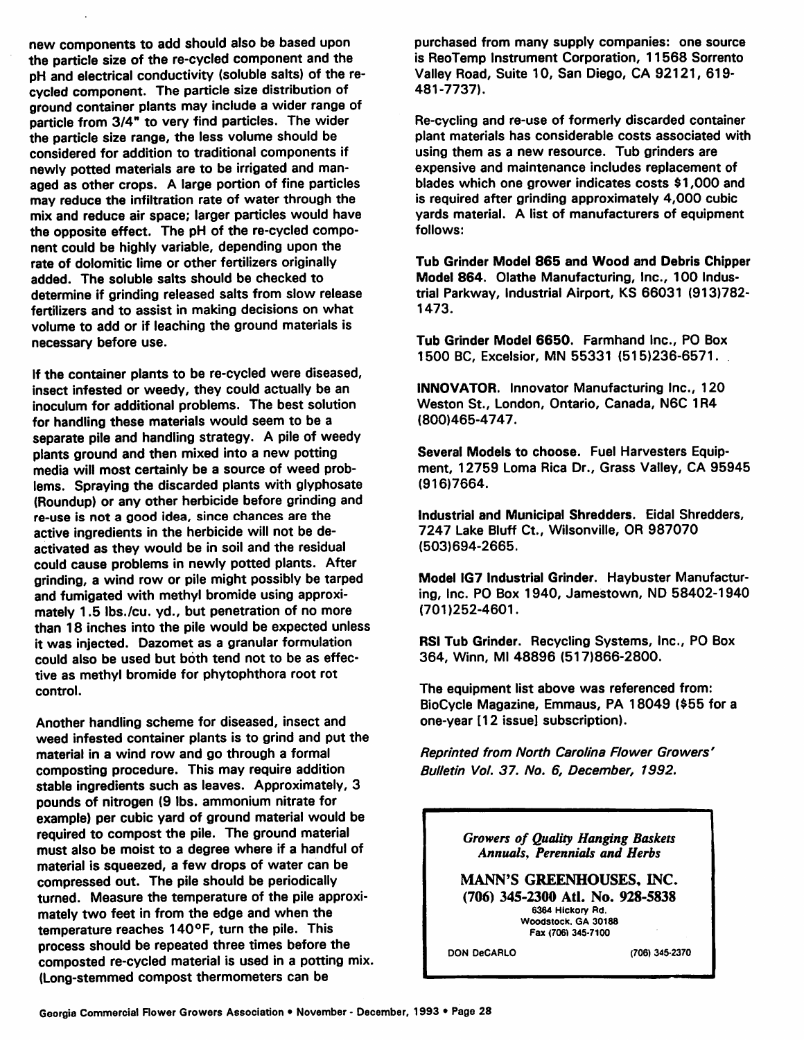new components to add should also be based upon the particle size of the re-cycled component and the pH and electrical conductivity (soluble salts) of the re-cycled component. The particle size distribution of ground container plants may include a wider range of particle from 3/4" to very find particles. The wider the particle size range, the less volume should be considered for addition to traditional components if newly potted materials are to be irrigated and managed as other crops. A large portion of fine particles may reduce the infiltration rate of water through the mix and reduce air space; larger particles would have the opposite effect. The pH of the re-cycled component could be highly variable, depending upon the rate of dolomitic lime or other fertilizers originally added. The soluble salts should be checked to determine if grinding released salts from slow release fertilizers and to assist in making decisions on what volume to add or if leaching the ground materials is necessary before use.

If the container plants to be re-cycled were diseased, insect infested or weedy, they could actually be an inoculum for additional problems. The best solution for handling these materials would seem to be a separate pile and handling strategy. A pile of weedy plants ground and then mixed into a new potting media will most certainly be a source of weed problems. Spraying the discarded plants with glyphosate (Roundup) or any other herbicide before grinding and re-use is not a good idea, since chances are the active ingredients in the herbicide will not be de-activated as they would be in soil and the residual could cause problems in newly potted plants. After grinding, a wind row or pile might possibly be tarped and fumigated with methyl bromide using approximately 1.5 lbs./cu. yd., but penetration of no more than 18 inches into the pile would be expected unless it was injected. Dazomet as a granular formulation could also be used but both tend not to be as effective as methyl bromide for phytophthora root rot control.

Another handling scheme for diseased, insect and weed infested container plants is to grind and put the material in a wind row and go through a formal composting procedure. This may require addition stable ingredients such as leaves. Approximately, 3 pounds of nitrogen (9 lbs. ammonium nitrate for example) per cubic yard of ground material would be required to compost the pile. The ground material must also be moist to a degree where if a handful of material is squeezed, a few drops of water can be compressed out. The pile should be periodically turned. Measure the temperature of the pile approximately two feet in from the edge and when the temperature reaches 140°F, turn the pile. This process should be repeated three times before the composted re-cycled material is used in a potting mix. (Long-stemmed compost thermometers can be purchased from many supply companies: one source is ReoTemp Instrument Corporation, 11568 Sorrento Valley Road, Suite 10, San Diego, CA 92121, 619-481-7737).

Re-cycling and re-use of formerly discarded container plant materials has considerable costs associated with using them as a new resource. Tub grinders are expensive and maintenance includes replacement of blades which one grower indicates costs $1,000 and is required after grinding approximately 4,000 cubic yards material. A list of manufacturers of equipment follows:

**Tub Grinder Model 865 and Wood and Debris Chipper Model 864.** Olathe Manufacturing, Inc., 100 Industrial Parkway, Industrial Airport, KS 66031 (913)782-1473.

**Tub Grinder Model 6650.** Farmhand Inc., PO Box 1500 BC, Excelsior, MN 55331 (515)236-6571.

**INNOVATOR.** Innovator Manufacturing Inc., 120 Weston St., London, Ontario, Canada, N6C 1R4 (800)465-4747.

**Several Models to choose.** Fuel Harvesters Equipment, 12759 Loma Rica Dr., Grass Valley, CA 95945 (916)7664.

**Industrial and Municipal Shredders.** Eidal Shredders, 7247 Lake Bluff Ct., Wilsonville, OR 987070 (503)694-2665.

**Model IG7 Industrial Grinder.** Haybuster Manufacturing, Inc. PO Box 1940, Jamestown, ND 58402-1940 (701)252-4601.

**RSI Tub Grinder.** Recycling Systems, Inc., PO Box 364, Winn, MI 48896 (517)866-2800.

The equipment list above was referenced from: BioCycle Magazine, Emmaus, PA 18049 ($55 for a one-year [12 issue] subscription).

*Reprinted from North Carolina Flower Growers' Bulletin Vol. 37. No. 6, December, 1992.*

*Growers of Quality Hanging Baskets Annuals, Perennials and Herbs*

**MANN'S GREENHOUSES, INC.**
**(706) 345-2300 Atl. No. 928-5838**
6364 Hickory Rd.
Woodstock, GA 30188
Fax (706) 345-7100

DON DeCARLO (706) 345-2370